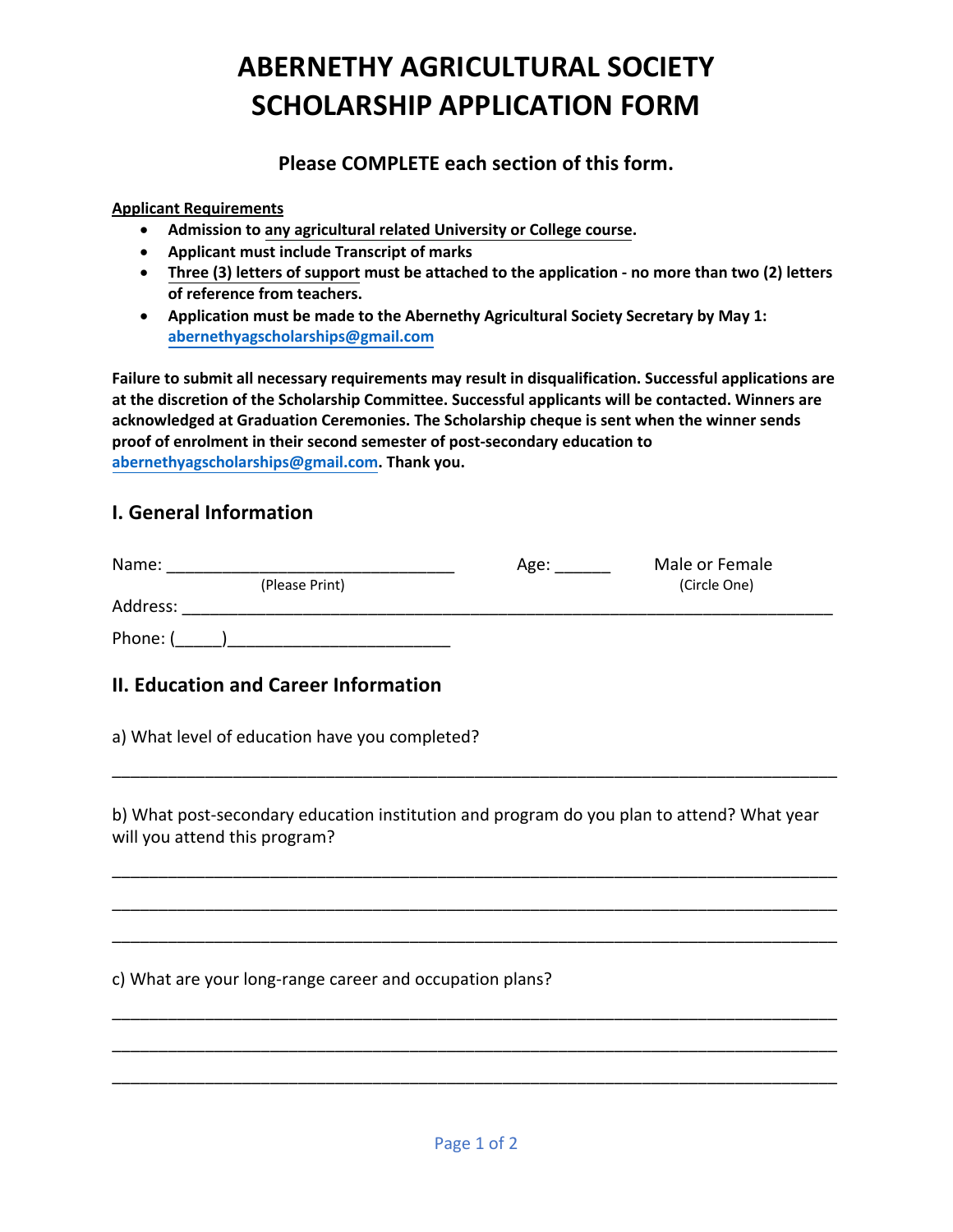# ABERNETHY AGRICULTURAL SOCIETY SCHOLARSHIP APPLICATION FORM

**Please COMPLETE each section of this form.**

**Applicant Requirements**

- **Admission to any agricultural related University or College course.**
- **Applicant must include Transcript of marks**
- **Three (3) letters of support must be attached to the application - no more than two (2) letters of reference from teachers.**
- **Application must be made to the Abernethy Agricultural Society Secretary by May 1: abernethyagscholarships@gmail.com**

**Failure to submit all necessary requirements may result in disqualification. Successful applications are at the discretion of the Scholarship Committee. Successful applicants will be contacted. Winners are acknowledged at Graduation Ceremonies. The Scholarship cheque is sent when the winner sends proof of enrolment in their second semester of post-secondary education to abernethyagscholarships@gmail.com. Thank you.**

## I. General Information

Name: ________________________________ (Please Print) Age: ______ Male or Female (Circle One)

Address: ______________________________________________________________________

Phone: (_____)________________________

## II. Education and Career Information

a) What level of education have you completed?

______________________________________________________________________________

b) What post-secondary education institution and program do you plan to attend? What year will you attend this program?

______________________________________________________________________________

______________________________________________________________________________

______________________________________________________________________________

c) What are your long-range career and occupation plans?

______________________________________________________________________________

______________________________________________________________________________

______________________________________________________________________________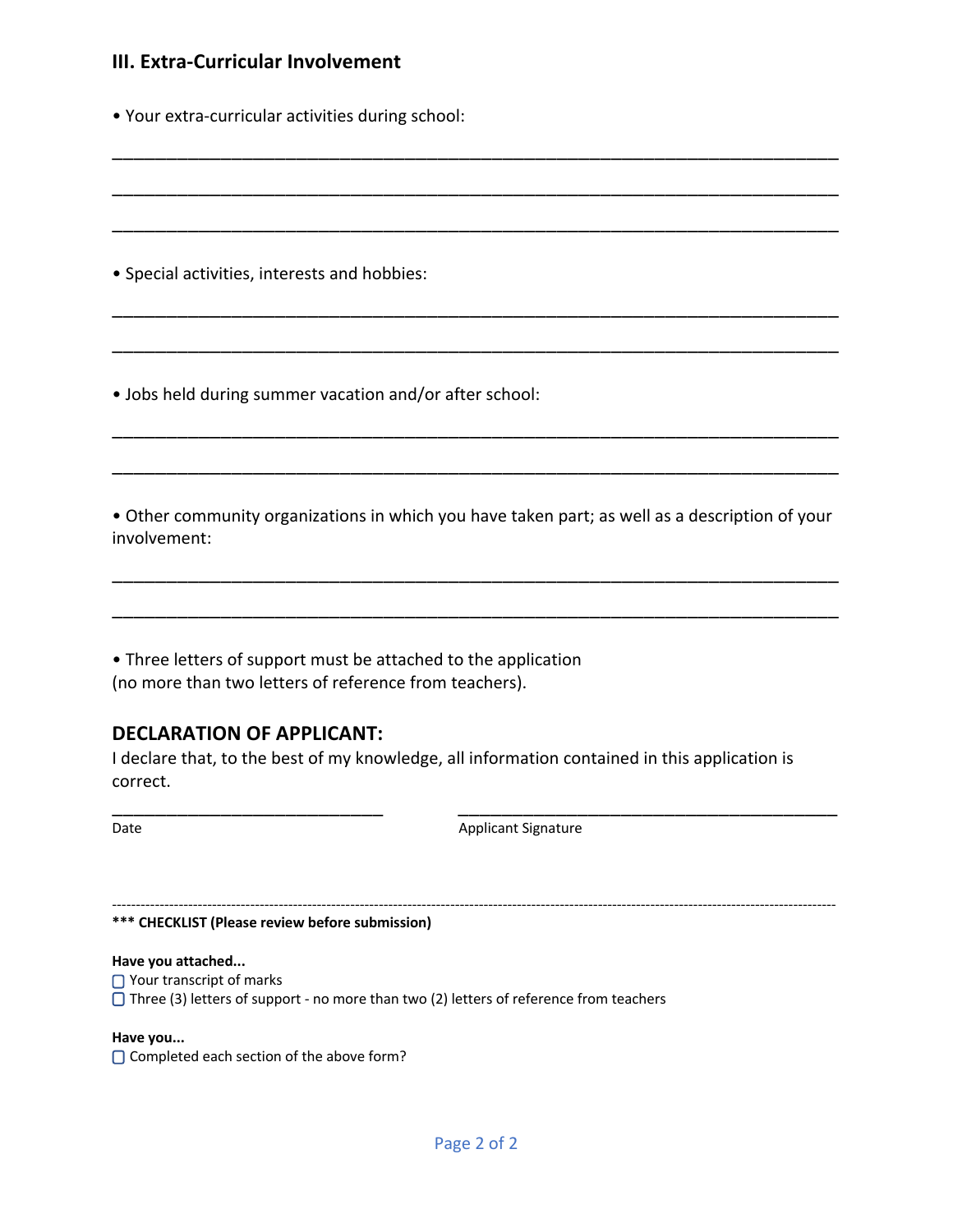## III. Extra-Curricular Involvement

• Your extra-curricular activities during school:

___________________________________________________________________________

___________________________________________________________________________

___________________________________________________________________________

• Special activities, interests and hobbies:

___________________________________________________________________________

___________________________________________________________________________

• Jobs held during summer vacation and/or after school:

___________________________________________________________________________

___________________________________________________________________________

• Other community organizations in which you have taken part; as well as a description of your involvement:

___________________________________________________________________________

___________________________________________________________________________

• Three letters of support must be attached to the application
(no more than two letters of reference from teachers).

## DECLARATION OF APPLICANT:

I declare that, to the best of my knowledge, all information contained in this application is correct.

______________________________ ________________________________________

Date Applicant Signature

---

**\*\*\* CHECKLIST (Please review before submission)**

**Have you attached...**

- ☐ Your transcript of marks
- ☐ Three (3) letters of support - no more than two (2) letters of reference from teachers

**Have you...**

- ☐ Completed each section of the above form?